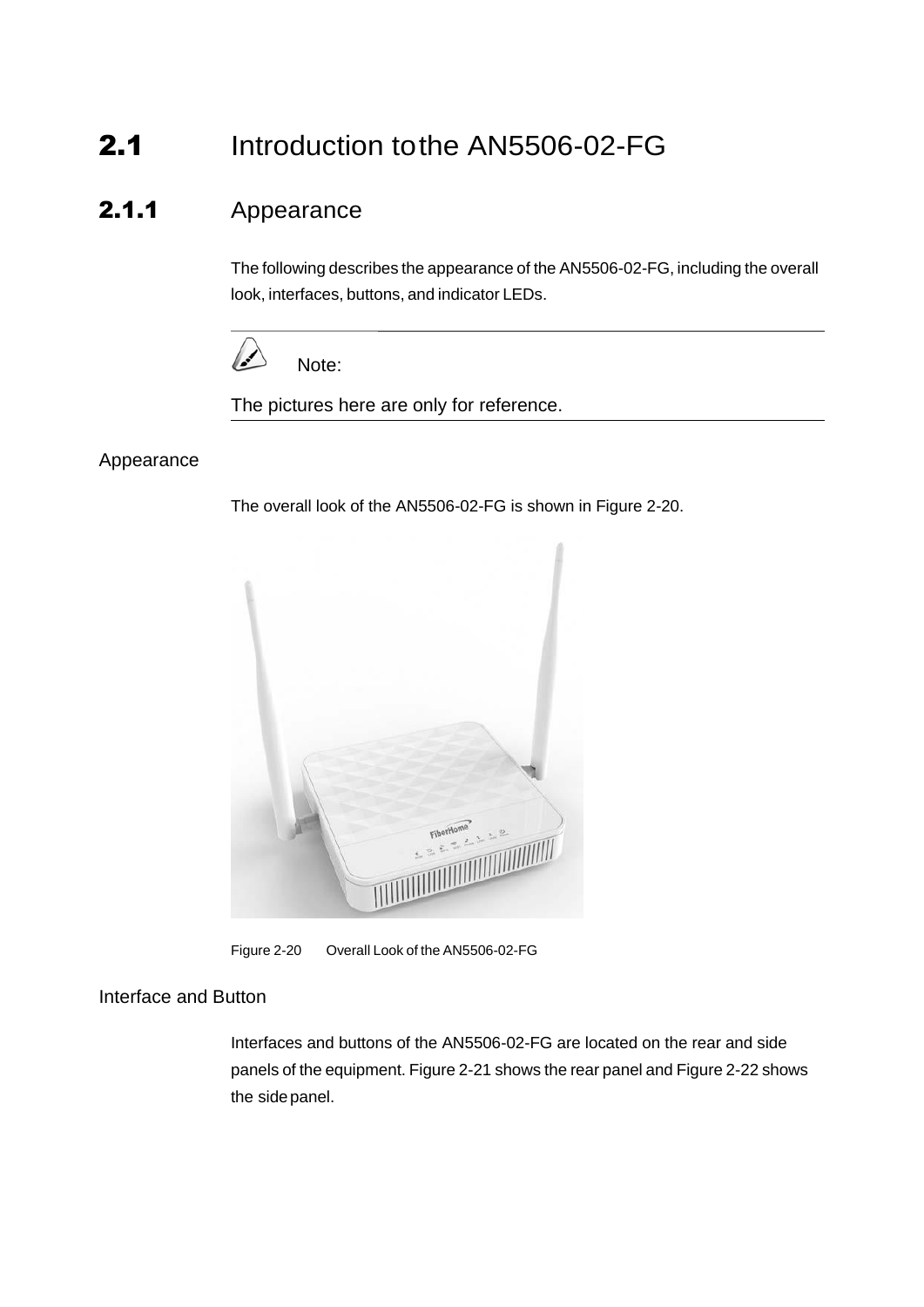# 2.1 Introduction to the AN5506-02-FG

## 2.1.1 Appearance

The following describes the appearance of the AN5506-02-FG, including the overall look, interfaces, buttons, and indicator LEDs.

---

Note:

The pictures here are only for reference.

---

### Appearance

The overall look of the AN5506-02-FG is shown in Figure 2-20.

Figure 2-20 Overall Look of the AN5506-02-FG

### Interface and Button

Interfaces and buttons of the AN5506-02-FG are located on the rear and side panels of the equipment. Figure 2-21 shows the rear panel and Figure 2-22 shows the side panel.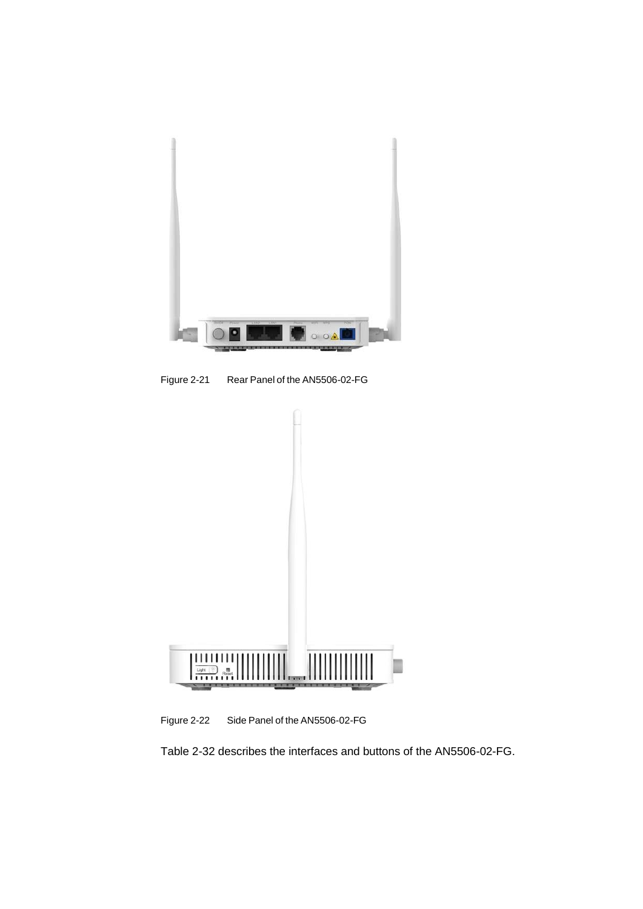Figure 2-21 Rear Panel of the AN5506-02-FG

Figure 2-22 Side Panel of the AN5506-02-FG

Table 2-32 describes the interfaces and buttons of the AN5506-02-FG.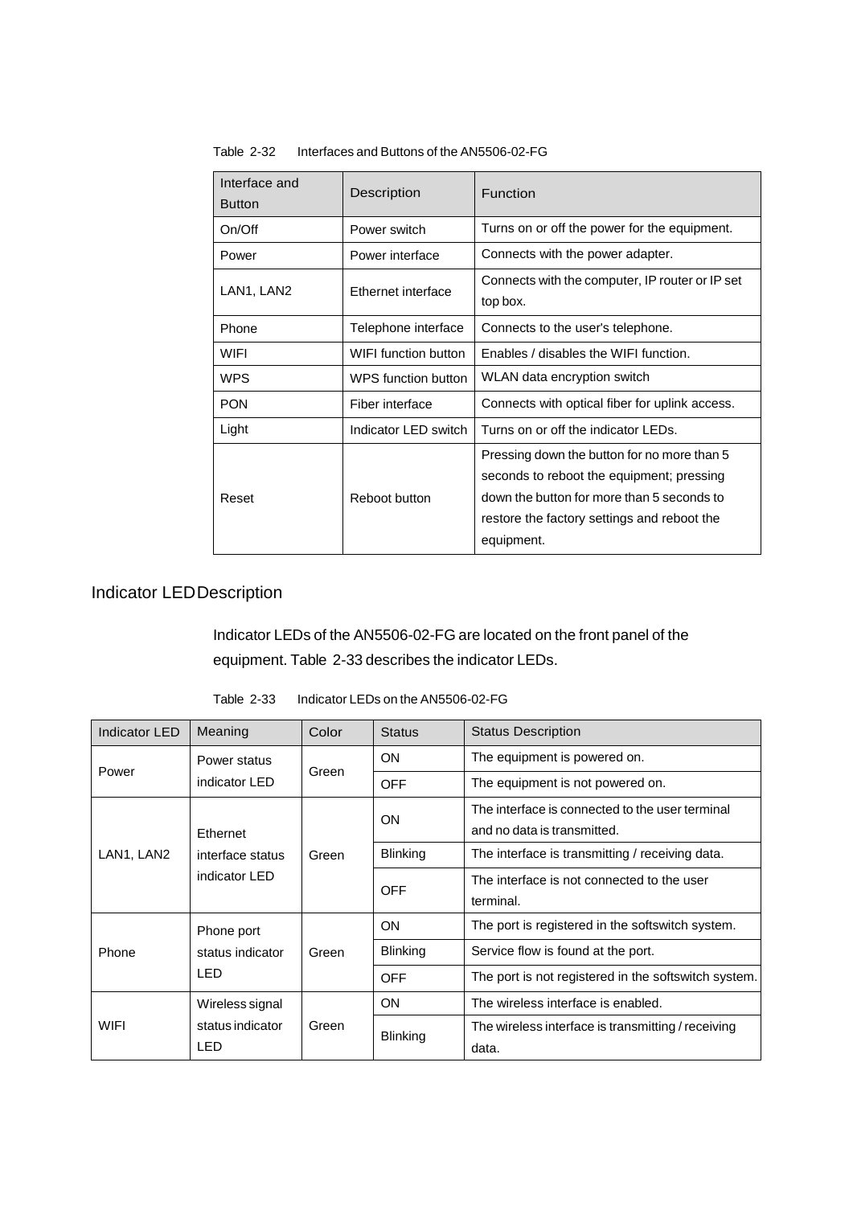Table 2-32 Interfaces and Buttons of the AN5506-02-FG

| Interface and Button | Description | Function |
| --- | --- | --- |
| On/Off | Power switch | Turns on or off the power for the equipment. |
| Power | Power interface | Connects with the power adapter. |
| LAN1, LAN2 | Ethernet interface | Connects with the computer, IP router or IP set top box. |
| Phone | Telephone interface | Connects to the user's telephone. |
| WIFI | WIFI function button | Enables / disables the WIFI function. |
| WPS | WPS function button | WLAN data encryption switch |
| PON | Fiber interface | Connects with optical fiber for uplink access. |
| Light | Indicator LED switch | Turns on or off the indicator LEDs. |
| Reset | Reboot button | Pressing down the button for no more than 5 seconds to reboot the equipment; pressing down the button for more than 5 seconds to restore the factory settings and reboot the equipment. |

## Indicator LED Description

Indicator LEDs of the AN5506-02-FG are located on the front panel of the equipment. Table 2-33 describes the indicator LEDs.

Table 2-33 Indicator LEDs on the AN5506-02-FG

| Indicator LED | Meaning | Color | Status | Status Description |
| --- | --- | --- | --- | --- |
| Power | Power status indicator LED | Green | ON | The equipment is powered on. |
| | | | OFF | The equipment is not powered on. |
| LAN1, LAN2 | Ethernet interface status indicator LED | Green | ON | The interface is connected to the user terminal and no data is transmitted. |
| | | | Blinking | The interface is transmitting / receiving data. |
| | | | OFF | The interface is not connected to the user terminal. |
| Phone | Phone port status indicator LED | Green | ON | The port is registered in the softswitch system. |
| | | | Blinking | Service flow is found at the port. |
| | | | OFF | The port is not registered in the softswitch system. |
| WIFI | Wireless signal status indicator LED | Green | ON | The wireless interface is enabled. |
| | | | Blinking | The wireless interface is transmitting / receiving data. |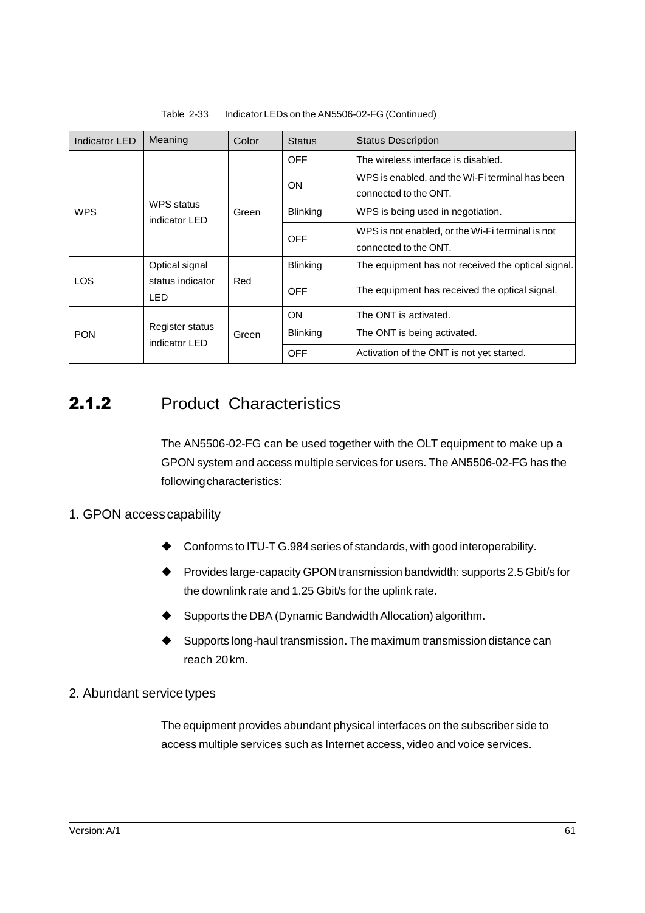Table 2-33 Indicator LEDs on the AN5506-02-FG (Continued)

| Indicator LED | Meaning | Color | Status | Status Description |
|---|---|---|---|---|
| | | | OFF | The wireless interface is disabled. |
| WPS | WPS status indicator LED | Green | ON | WPS is enabled, and the Wi-Fi terminal has been connected to the ONT. |
| | | | Blinking | WPS is being used in negotiation. |
| | | | OFF | WPS is not enabled, or the Wi-Fi terminal is not connected to the ONT. |
| LOS | Optical signal status indicator LED | Red | Blinking | The equipment has not received the optical signal. |
| | | | OFF | The equipment has received the optical signal. |
| PON | Register status indicator LED | Green | ON | The ONT is activated. |
| | | | Blinking | The ONT is being activated. |
| | | | OFF | Activation of the ONT is not yet started. |

## 2.1.2 Product Characteristics

The AN5506-02-FG can be used together with the OLT equipment to make up a GPON system and access multiple services for users. The AN5506-02-FG has the following characteristics:

1. GPON access capability

- Conforms to ITU-T G.984 series of standards, with good interoperability.
- Provides large-capacity GPON transmission bandwidth: supports 2.5 Gbit/s for the downlink rate and 1.25 Gbit/s for the uplink rate.
- Supports the DBA (Dynamic Bandwidth Allocation) algorithm.
- Supports long-haul transmission. The maximum transmission distance can reach 20 km.

2. Abundant service types

The equipment provides abundant physical interfaces on the subscriber side to access multiple services such as Internet access, video and voice services.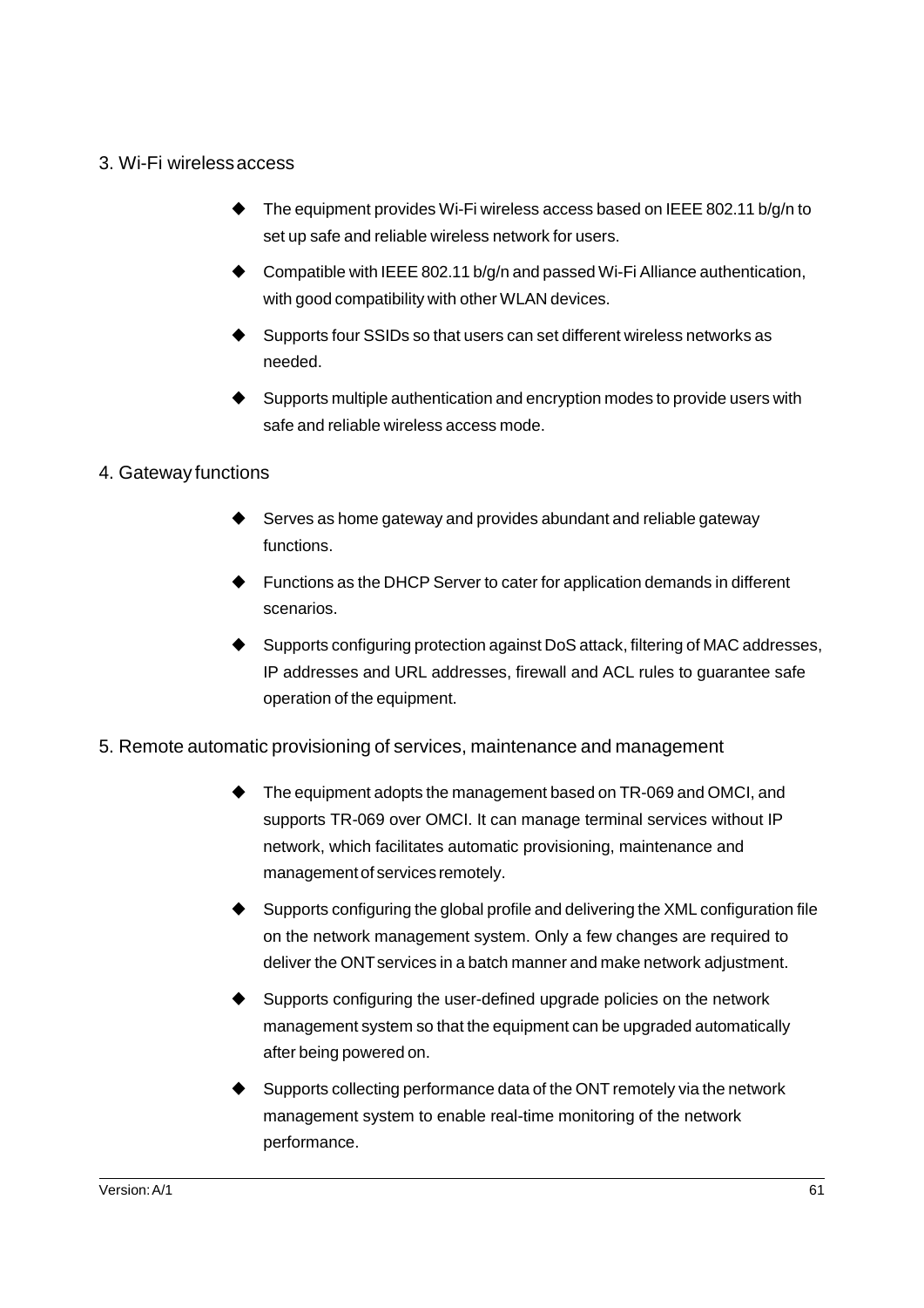3. Wi-Fi wireless access

- The equipment provides Wi-Fi wireless access based on IEEE 802.11 b/g/n to set up safe and reliable wireless network for users.
- Compatible with IEEE 802.11 b/g/n and passed Wi-Fi Alliance authentication, with good compatibility with other WLAN devices.
- Supports four SSIDs so that users can set different wireless networks as needed.
- Supports multiple authentication and encryption modes to provide users with safe and reliable wireless access mode.

4. Gateway functions

- Serves as home gateway and provides abundant and reliable gateway functions.
- Functions as the DHCP Server to cater for application demands in different scenarios.
- Supports configuring protection against DoS attack, filtering of MAC addresses, IP addresses and URL addresses, firewall and ACL rules to guarantee safe operation of the equipment.

5. Remote automatic provisioning of services, maintenance and management

- The equipment adopts the management based on TR-069 and OMCI, and supports TR-069 over OMCI. It can manage terminal services without IP network, which facilitates automatic provisioning, maintenance and management of services remotely.
- Supports configuring the global profile and delivering the XML configuration file on the network management system. Only a few changes are required to deliver the ONT services in a batch manner and make network adjustment.
- Supports configuring the user-defined upgrade policies on the network management system so that the equipment can be upgraded automatically after being powered on.
- Supports collecting performance data of the ONT remotely via the network management system to enable real-time monitoring of the network performance.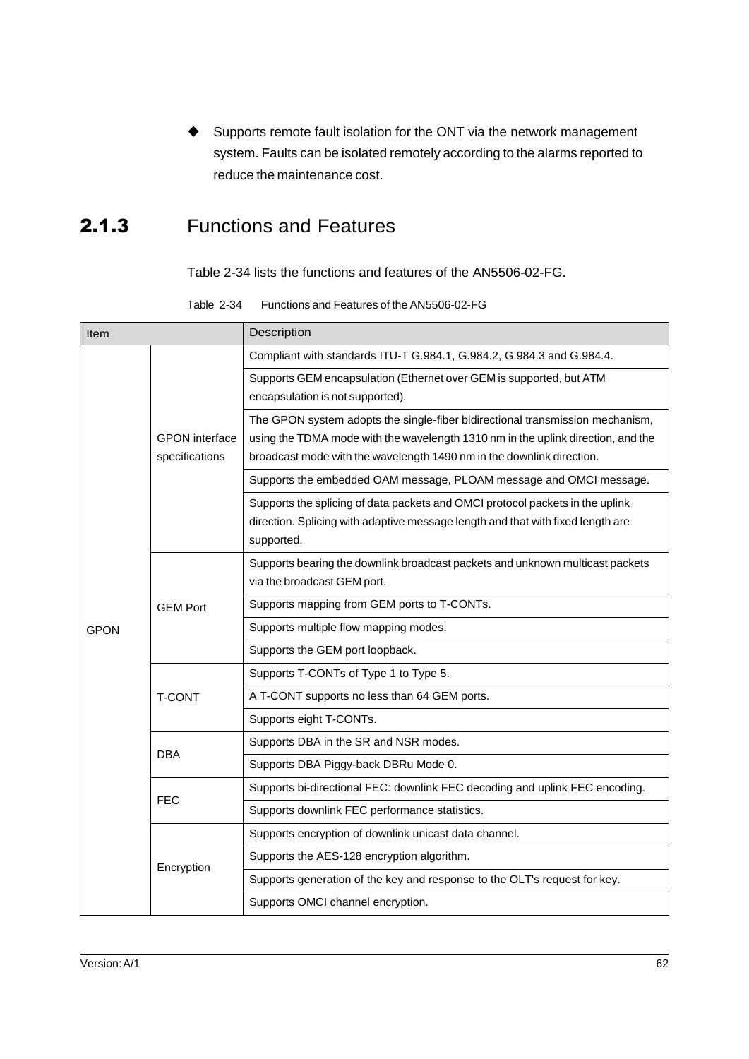- ◆ Supports remote fault isolation for the ONT via the network management system. Faults can be isolated remotely according to the alarms reported to reduce the maintenance cost.

## 2.1.3 Functions and Features

Table 2-34 lists the functions and features of the AN5506-02-FG.

Table 2-34 Functions and Features of the AN5506-02-FG

| Item | | Description |
|---|---|---|
| GPON | GPON interface specifications | Compliant with standards ITU-T G.984.1, G.984.2, G.984.3 and G.984.4. |
| | | Supports GEM encapsulation (Ethernet over GEM is supported, but ATM encapsulation is not supported). |
| | | The GPON system adopts the single-fiber bidirectional transmission mechanism, using the TDMA mode with the wavelength 1310 nm in the uplink direction, and the broadcast mode with the wavelength 1490 nm in the downlink direction. |
| | | Supports the embedded OAM message, PLOAM message and OMCI message. |
| | | Supports the splicing of data packets and OMCI protocol packets in the uplink direction. Splicing with adaptive message length and that with fixed length are supported. |
| | GEM Port | Supports bearing the downlink broadcast packets and unknown multicast packets via the broadcast GEM port. |
| | | Supports mapping from GEM ports to T-CONTs. |
| | | Supports multiple flow mapping modes. |
| | | Supports the GEM port loopback. |
| | T-CONT | Supports T-CONTs of Type 1 to Type 5. |
| | | A T-CONT supports no less than 64 GEM ports. |
| | | Supports eight T-CONTs. |
| | DBA | Supports DBA in the SR and NSR modes. |
| | | Supports DBA Piggy-back DBRu Mode 0. |
| | FEC | Supports bi-directional FEC: downlink FEC decoding and uplink FEC encoding. |
| | | Supports downlink FEC performance statistics. |
| | Encryption | Supports encryption of downlink unicast data channel. |
| | | Supports the AES-128 encryption algorithm. |
| | | Supports generation of the key and response to the OLT's request for key. |
| | | Supports OMCI channel encryption. |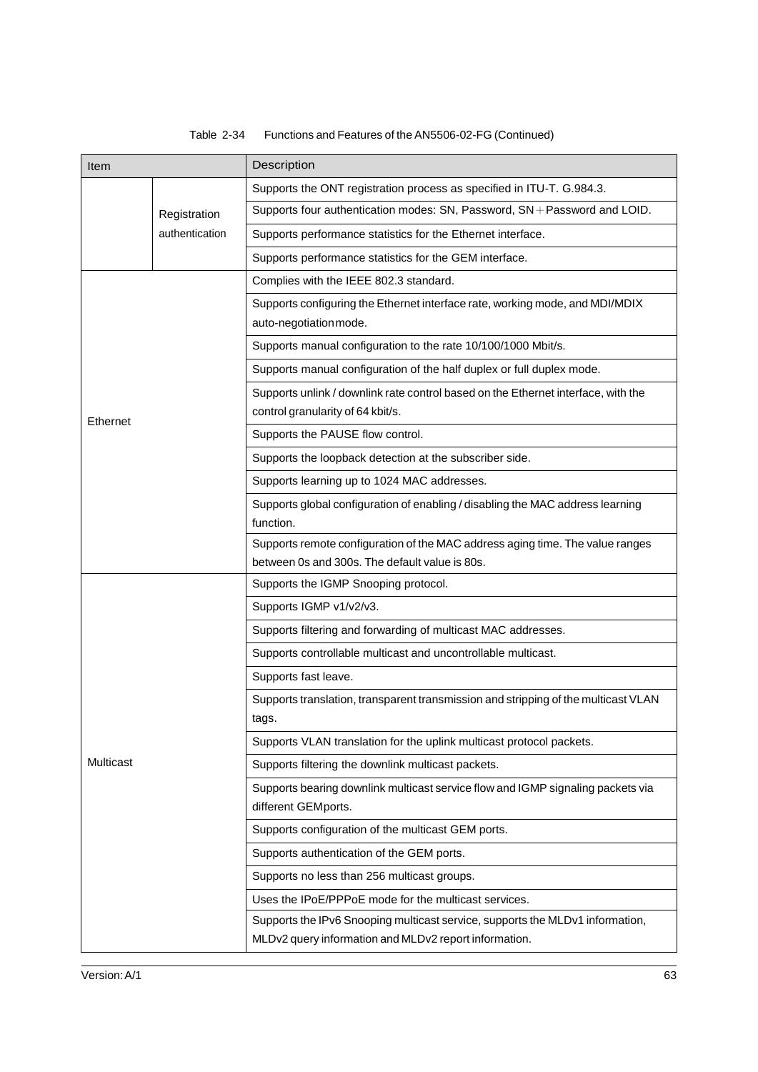Table 2-34 Functions and Features of the AN5506-02-FG (Continued)

| Item | | Description |
|---|---|---|
| | Registration authentication | Supports the ONT registration process as specified in ITU-T. G.984.3. |
| | | Supports four authentication modes: SN, Password, SN＋Password and LOID. |
| | | Supports performance statistics for the Ethernet interface. |
| | | Supports performance statistics for the GEM interface. |
| Ethernet | | Complies with the IEEE 802.3 standard. |
| | | Supports configuring the Ethernet interface rate, working mode, and MDI/MDIX auto-negotiation mode. |
| | | Supports manual configuration to the rate 10/100/1000 Mbit/s. |
| | | Supports manual configuration of the half duplex or full duplex mode. |
| | | Supports unlink / downlink rate control based on the Ethernet interface, with the control granularity of 64 kbit/s. |
| | | Supports the PAUSE flow control. |
| | | Supports the loopback detection at the subscriber side. |
| | | Supports learning up to 1024 MAC addresses. |
| | | Supports global configuration of enabling / disabling the MAC address learning function. |
| | | Supports remote configuration of the MAC address aging time. The value ranges between 0s and 300s. The default value is 80s. |
| Multicast | | Supports the IGMP Snooping protocol. |
| | | Supports IGMP v1/v2/v3. |
| | | Supports filtering and forwarding of multicast MAC addresses. |
| | | Supports controllable multicast and uncontrollable multicast. |
| | | Supports fast leave. |
| | | Supports translation, transparent transmission and stripping of the multicast VLAN tags. |
| | | Supports VLAN translation for the uplink multicast protocol packets. |
| | | Supports filtering the downlink multicast packets. |
| | | Supports bearing downlink multicast service flow and IGMP signaling packets via different GEM ports. |
| | | Supports configuration of the multicast GEM ports. |
| | | Supports authentication of the GEM ports. |
| | | Supports no less than 256 multicast groups. |
| | | Uses the IPoE/PPPoE mode for the multicast services. |
| | | Supports the IPv6 Snooping multicast service, supports the MLDv1 information, MLDv2 query information and MLDv2 report information. |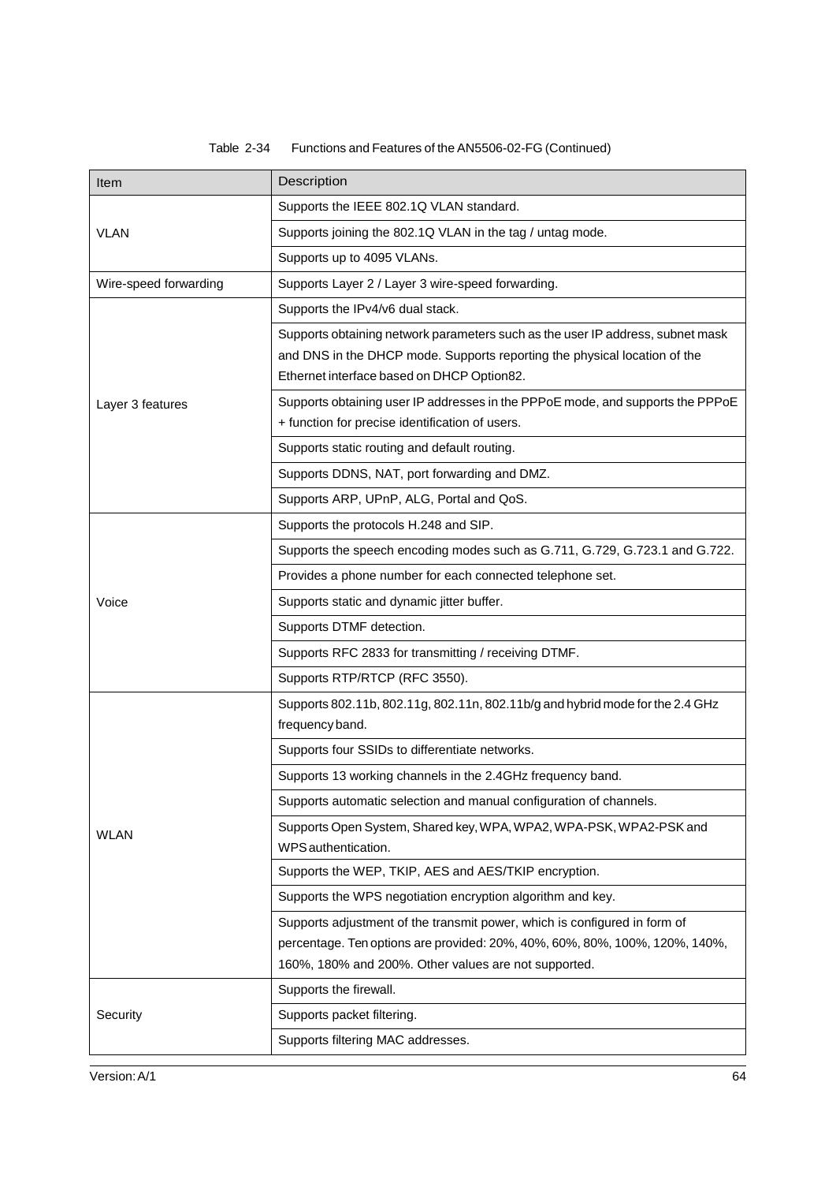Table 2-34 Functions and Features of the AN5506-02-FG (Continued)

| Item | Description |
| --- | --- |
| VLAN | Supports the IEEE 802.1Q VLAN standard. |
| | Supports joining the 802.1Q VLAN in the tag / untag mode. |
| | Supports up to 4095 VLANs. |
| Wire-speed forwarding | Supports Layer 2 / Layer 3 wire-speed forwarding. |
| Layer 3 features | Supports the IPv4/v6 dual stack. |
| | Supports obtaining network parameters such as the user IP address, subnet mask and DNS in the DHCP mode. Supports reporting the physical location of the Ethernet interface based on DHCP Option82. |
| | Supports obtaining user IP addresses in the PPPoE mode, and supports the PPPoE + function for precise identification of users. |
| | Supports static routing and default routing. |
| | Supports DDNS, NAT, port forwarding and DMZ. |
| | Supports ARP, UPnP, ALG, Portal and QoS. |
| Voice | Supports the protocols H.248 and SIP. |
| | Supports the speech encoding modes such as G.711, G.729, G.723.1 and G.722. |
| | Provides a phone number for each connected telephone set. |
| | Supports static and dynamic jitter buffer. |
| | Supports DTMF detection. |
| | Supports RFC 2833 for transmitting / receiving DTMF. |
| | Supports RTP/RTCP (RFC 3550). |
| WLAN | Supports 802.11b, 802.11g, 802.11n, 802.11b/g and hybrid mode for the 2.4 GHz frequency band. |
| | Supports four SSIDs to differentiate networks. |
| | Supports 13 working channels in the 2.4GHz frequency band. |
| | Supports automatic selection and manual configuration of channels. |
| | Supports Open System, Shared key, WPA, WPA2, WPA-PSK, WPA2-PSK and WPS authentication. |
| | Supports the WEP, TKIP, AES and AES/TKIP encryption. |
| | Supports the WPS negotiation encryption algorithm and key. |
| | Supports adjustment of the transmit power, which is configured in form of percentage. Ten options are provided: 20%, 40%, 60%, 80%, 100%, 120%, 140%, 160%, 180% and 200%. Other values are not supported. |
| Security | Supports the firewall. |
| | Supports packet filtering. |
| | Supports filtering MAC addresses. |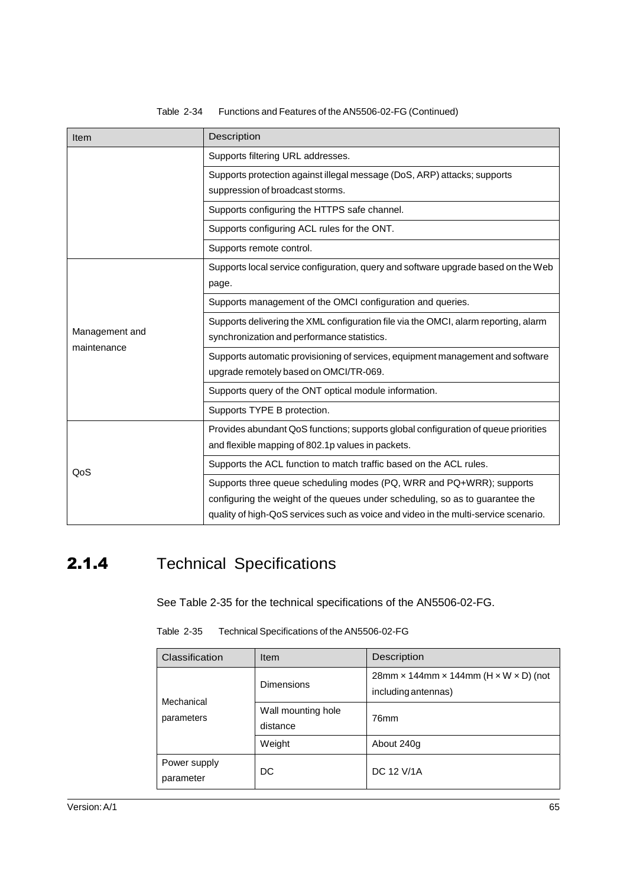Table 2-34 Functions and Features of the AN5506-02-FG (Continued)

| Item | Description |
|---|---|
| | Supports filtering URL addresses. |
| | Supports protection against illegal message (DoS, ARP) attacks; supports suppression of broadcast storms. |
| | Supports configuring the HTTPS safe channel. |
| | Supports configuring ACL rules for the ONT. |
| | Supports remote control. |
| Management and maintenance | Supports local service configuration, query and software upgrade based on the Web page. |
| | Supports management of the OMCI configuration and queries. |
| | Supports delivering the XML configuration file via the OMCI, alarm reporting, alarm synchronization and performance statistics. |
| | Supports automatic provisioning of services, equipment management and software upgrade remotely based on OMCI/TR-069. |
| | Supports query of the ONT optical module information. |
| | Supports TYPE B protection. |
| QoS | Provides abundant QoS functions; supports global configuration of queue priorities and flexible mapping of 802.1p values in packets. |
| | Supports the ACL function to match traffic based on the ACL rules. |
| | Supports three queue scheduling modes (PQ, WRR and PQ+WRR); supports configuring the weight of the queues under scheduling, so as to guarantee the quality of high-QoS services such as voice and video in the multi-service scenario. |

## 2.1.4 Technical Specifications

See Table 2-35 for the technical specifications of the AN5506-02-FG.

Table 2-35 Technical Specifications of the AN5506-02-FG

| Classification | Item | Description |
|---|---|---|
| Mechanical parameters | Dimensions | 28mm × 144mm × 144mm (H × W × D) (not including antennas) |
| | Wall mounting hole distance | 76mm |
| | Weight | About 240g |
| Power supply parameter | DC | DC 12 V/1A |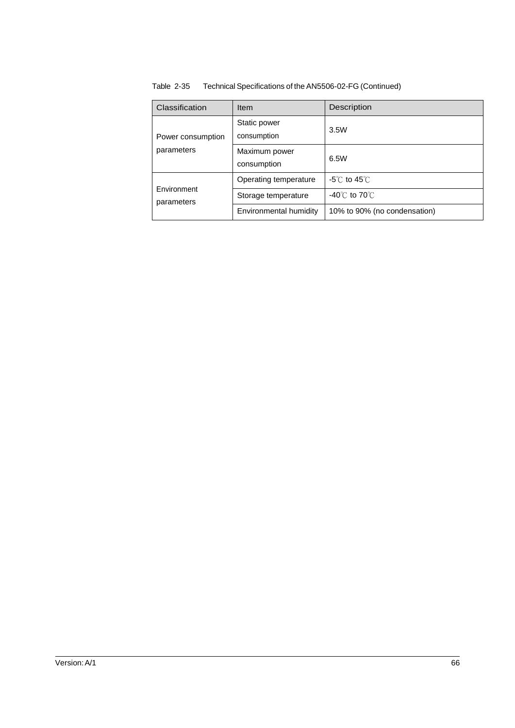Table 2-35 Technical Specifications of the AN5506-02-FG (Continued)

| Classification | Item | Description |
|---|---|---|
| Power consumption parameters | Static power consumption | 3.5W |
| | Maximum power consumption | 6.5W |
| Environment parameters | Operating temperature | -5℃ to 45℃ |
| | Storage temperature | -40℃ to 70℃ |
| | Environmental humidity | 10% to 90% (no condensation) |